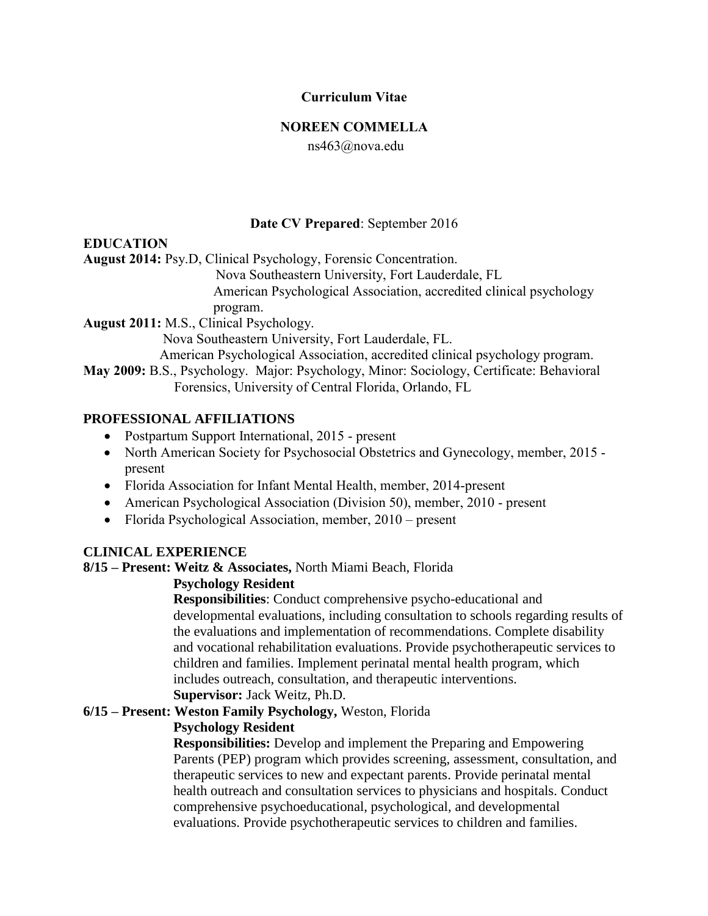# Curriculum Vitae

## NOREEN COMMELLA

ns463@nova.edu

**Date CV Prepared**: September 2016

## EDUCATION

**August 2014:** Psy.D, Clinical Psychology, Forensic Concentration.
Nova Southeastern University, Fort Lauderdale, FL
American Psychological Association, accredited clinical psychology program.

**August 2011:** M.S., Clinical Psychology.
Nova Southeastern University, Fort Lauderdale, FL.
American Psychological Association, accredited clinical psychology program.

**May 2009:** B.S., Psychology. Major: Psychology, Minor: Sociology, Certificate: Behavioral Forensics, University of Central Florida, Orlando, FL

## PROFESSIONAL AFFILIATIONS

- Postpartum Support International, 2015 - present
- North American Society for Psychosocial Obstetrics and Gynecology, member, 2015 - present
- Florida Association for Infant Mental Health, member, 2014-present
- American Psychological Association (Division 50), member, 2010 - present
- Florida Psychological Association, member, 2010 – present

## CLINICAL EXPERIENCE

**8/15 – Present: Weitz & Associates,** North Miami Beach, Florida

**Psychology Resident**

**Responsibilities**: Conduct comprehensive psycho-educational and developmental evaluations, including consultation to schools regarding results of the evaluations and implementation of recommendations. Complete disability and vocational rehabilitation evaluations. Provide psychotherapeutic services to children and families. Implement perinatal mental health program, which includes outreach, consultation, and therapeutic interventions.

**Supervisor:** Jack Weitz, Ph.D.

**6/15 – Present: Weston Family Psychology,** Weston, Florida

**Psychology Resident**

**Responsibilities:** Develop and implement the Preparing and Empowering Parents (PEP) program which provides screening, assessment, consultation, and therapeutic services to new and expectant parents. Provide perinatal mental health outreach and consultation services to physicians and hospitals. Conduct comprehensive psychoeducational, psychological, and developmental evaluations. Provide psychotherapeutic services to children and families.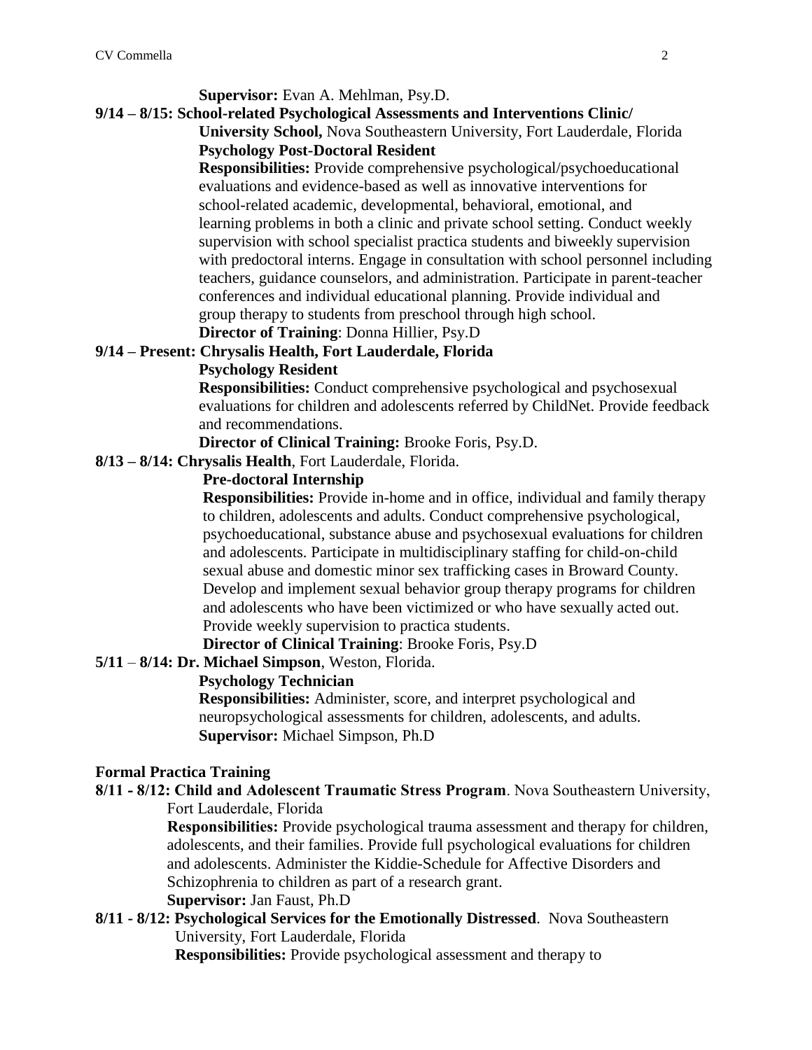**Supervisor:** Evan A. Mehlman, Psy.D.

**9/14 – 8/15: School-related Psychological Assessments and Interventions Clinic/ University School,** Nova Southeastern University, Fort Lauderdale, Florida

**Psychology Post-Doctoral Resident**

**Responsibilities:** Provide comprehensive psychological/psychoeducational evaluations and evidence-based as well as innovative interventions for school-related academic, developmental, behavioral, emotional, and learning problems in both a clinic and private school setting. Conduct weekly supervision with school specialist practica students and biweekly supervision with predoctoral interns. Engage in consultation with school personnel including teachers, guidance counselors, and administration. Participate in parent-teacher conferences and individual educational planning. Provide individual and group therapy to students from preschool through high school.

**Director of Training**: Donna Hillier, Psy.D

**9/14 – Present: Chrysalis Health, Fort Lauderdale, Florida**

**Psychology Resident**

**Responsibilities:** Conduct comprehensive psychological and psychosexual evaluations for children and adolescents referred by ChildNet. Provide feedback and recommendations.

**Director of Clinical Training:** Brooke Foris, Psy.D.

**8/13 – 8/14: Chrysalis Health**, Fort Lauderdale, Florida.

**Pre-doctoral Internship**

**Responsibilities:** Provide in-home and in office, individual and family therapy to children, adolescents and adults. Conduct comprehensive psychological, psychoeducational, substance abuse and psychosexual evaluations for children and adolescents. Participate in multidisciplinary staffing for child-on-child sexual abuse and domestic minor sex trafficking cases in Broward County. Develop and implement sexual behavior group therapy programs for children and adolescents who have been victimized or who have sexually acted out. Provide weekly supervision to practica students.

**Director of Clinical Training**: Brooke Foris, Psy.D

**5/11 – 8/14: Dr. Michael Simpson**, Weston, Florida.

**Psychology Technician**

**Responsibilities:** Administer, score, and interpret psychological and neuropsychological assessments for children, adolescents, and adults.

**Supervisor:** Michael Simpson, Ph.D

## Formal Practica Training

**8/11 - 8/12: Child and Adolescent Traumatic Stress Program**. Nova Southeastern University, Fort Lauderdale, Florida

**Responsibilities:** Provide psychological trauma assessment and therapy for children, adolescents, and their families. Provide full psychological evaluations for children and adolescents. Administer the Kiddie-Schedule for Affective Disorders and Schizophrenia to children as part of a research grant.

**Supervisor:** Jan Faust, Ph.D

**8/11 - 8/12: Psychological Services for the Emotionally Distressed**. Nova Southeastern University, Fort Lauderdale, Florida

**Responsibilities:** Provide psychological assessment and therapy to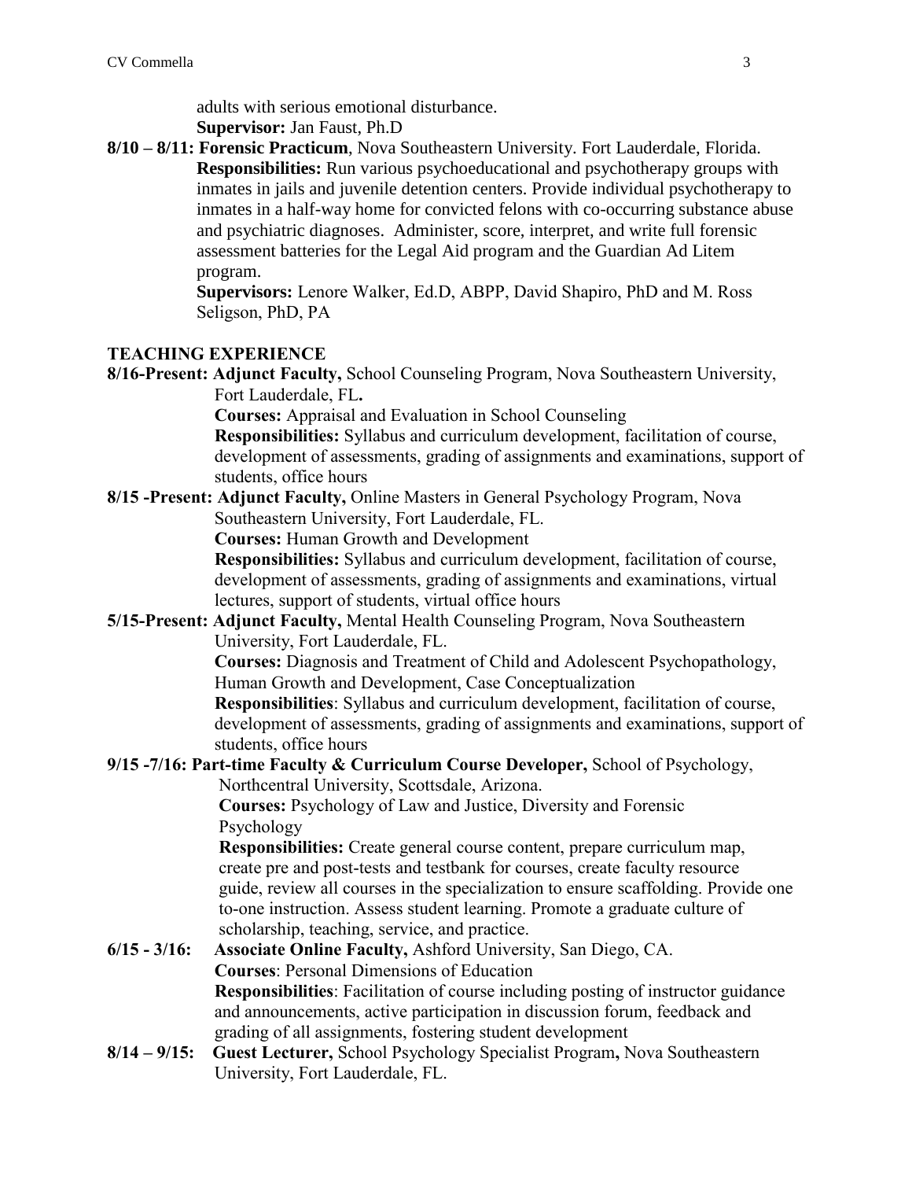adults with serious emotional disturbance.
**Supervisor:** Jan Faust, Ph.D

**8/10 – 8/11: Forensic Practicum**, Nova Southeastern University. Fort Lauderdale, Florida.
**Responsibilities:** Run various psychoeducational and psychotherapy groups with inmates in jails and juvenile detention centers. Provide individual psychotherapy to inmates in a half-way home for convicted felons with co-occurring substance abuse and psychiatric diagnoses. Administer, score, interpret, and write full forensic assessment batteries for the Legal Aid program and the Guardian Ad Litem program.
**Supervisors:** Lenore Walker, Ed.D, ABPP, David Shapiro, PhD and M. Ross Seligson, PhD, PA

## TEACHING EXPERIENCE

**8/16-Present: Adjunct Faculty,** School Counseling Program, Nova Southeastern University, Fort Lauderdale, FL**.**
**Courses:** Appraisal and Evaluation in School Counseling
**Responsibilities:** Syllabus and curriculum development, facilitation of course, development of assessments, grading of assignments and examinations, support of students, office hours

**8/15 -Present: Adjunct Faculty,** Online Masters in General Psychology Program, Nova Southeastern University, Fort Lauderdale, FL.
**Courses:** Human Growth and Development
**Responsibilities:** Syllabus and curriculum development, facilitation of course, development of assessments, grading of assignments and examinations, virtual lectures, support of students, virtual office hours

**5/15-Present: Adjunct Faculty,** Mental Health Counseling Program, Nova Southeastern University, Fort Lauderdale, FL.
**Courses:** Diagnosis and Treatment of Child and Adolescent Psychopathology, Human Growth and Development, Case Conceptualization
**Responsibilities**: Syllabus and curriculum development, facilitation of course, development of assessments, grading of assignments and examinations, support of students, office hours

**9/15 -7/16: Part-time Faculty & Curriculum Course Developer,** School of Psychology, Northcentral University, Scottsdale, Arizona.
**Courses:** Psychology of Law and Justice, Diversity and Forensic Psychology
**Responsibilities:** Create general course content, prepare curriculum map, create pre and post-tests and testbank for courses, create faculty resource guide, review all courses in the specialization to ensure scaffolding. Provide one to-one instruction. Assess student learning. Promote a graduate culture of scholarship, teaching, service, and practice.

**6/15 - 3/16: Associate Online Faculty,** Ashford University, San Diego, CA.
**Courses**: Personal Dimensions of Education
**Responsibilities**: Facilitation of course including posting of instructor guidance and announcements, active participation in discussion forum, feedback and grading of all assignments, fostering student development

**8/14 – 9/15: Guest Lecturer,** School Psychology Specialist Program**,** Nova Southeastern University, Fort Lauderdale, FL.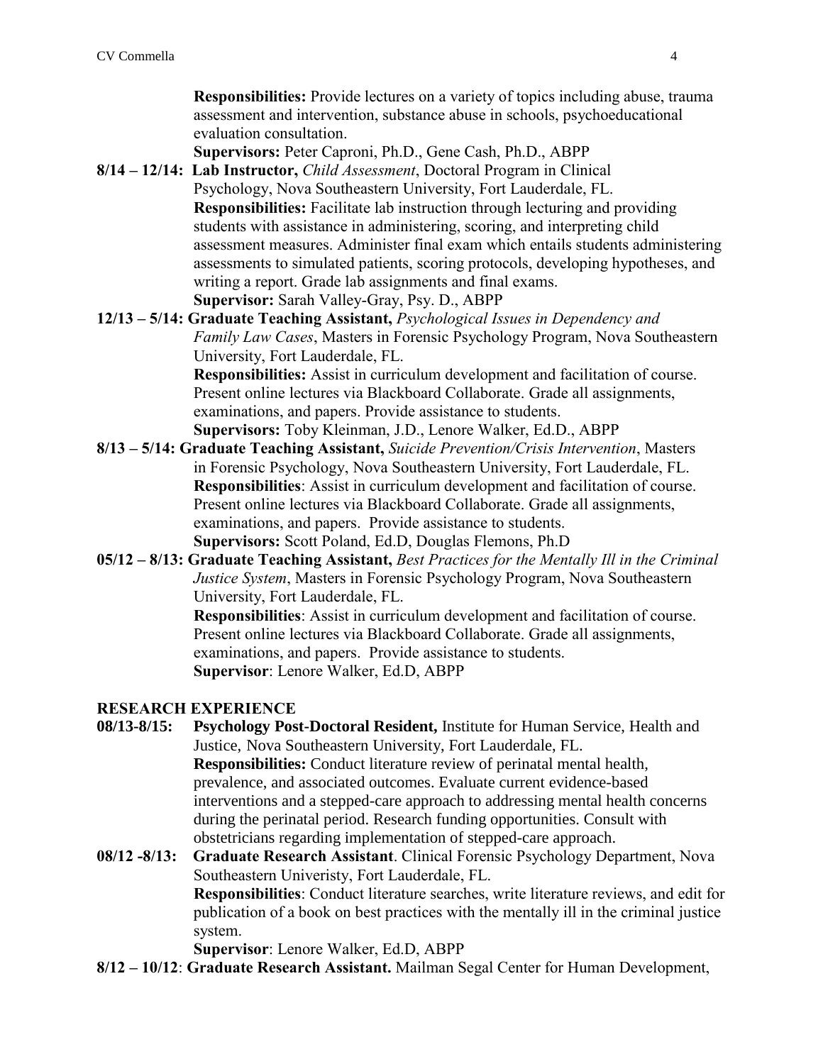**Responsibilities:** Provide lectures on a variety of topics including abuse, trauma assessment and intervention, substance abuse in schools, psychoeducational evaluation consultation.

**Supervisors:** Peter Caproni, Ph.D., Gene Cash, Ph.D., ABPP

**8/14 – 12/14: Lab Instructor,** *Child Assessment*, Doctoral Program in Clinical Psychology, Nova Southeastern University, Fort Lauderdale, FL.

**Responsibilities:** Facilitate lab instruction through lecturing and providing students with assistance in administering, scoring, and interpreting child assessment measures. Administer final exam which entails students administering assessments to simulated patients, scoring protocols, developing hypotheses, and writing a report. Grade lab assignments and final exams.

**Supervisor:** Sarah Valley-Gray, Psy. D., ABPP

**12/13 – 5/14: Graduate Teaching Assistant,** *Psychological Issues in Dependency and Family Law Cases*, Masters in Forensic Psychology Program, Nova Southeastern University, Fort Lauderdale, FL.

**Responsibilities:** Assist in curriculum development and facilitation of course. Present online lectures via Blackboard Collaborate. Grade all assignments, examinations, and papers. Provide assistance to students.

**Supervisors:** Toby Kleinman, J.D., Lenore Walker, Ed.D., ABPP

**8/13 – 5/14: Graduate Teaching Assistant,** *Suicide Prevention/Crisis Intervention*, Masters in Forensic Psychology, Nova Southeastern University, Fort Lauderdale, FL.

**Responsibilities**: Assist in curriculum development and facilitation of course. Present online lectures via Blackboard Collaborate. Grade all assignments, examinations, and papers. Provide assistance to students.

**Supervisors:** Scott Poland, Ed.D, Douglas Flemons, Ph.D

**05/12 – 8/13: Graduate Teaching Assistant,** *Best Practices for the Mentally Ill in the Criminal Justice System*, Masters in Forensic Psychology Program, Nova Southeastern University, Fort Lauderdale, FL.

**Responsibilities**: Assist in curriculum development and facilitation of course. Present online lectures via Blackboard Collaborate. Grade all assignments, examinations, and papers. Provide assistance to students.

**Supervisor**: Lenore Walker, Ed.D, ABPP

## RESEARCH EXPERIENCE

**08/13-8/15: Psychology Post-Doctoral Resident,** Institute for Human Service, Health and Justice, Nova Southeastern University, Fort Lauderdale, FL.

**Responsibilities:** Conduct literature review of perinatal mental health, prevalence, and associated outcomes. Evaluate current evidence-based interventions and a stepped-care approach to addressing mental health concerns during the perinatal period. Research funding opportunities. Consult with obstetricians regarding implementation of stepped-care approach.

**08/12 -8/13: Graduate Research Assistant**. Clinical Forensic Psychology Department, Nova Southeastern Univeristy, Fort Lauderdale, FL.

**Responsibilities**: Conduct literature searches, write literature reviews, and edit for publication of a book on best practices with the mentally ill in the criminal justice system.

**Supervisor**: Lenore Walker, Ed.D, ABPP

**8/12 – 10/12**: **Graduate Research Assistant.** Mailman Segal Center for Human Development,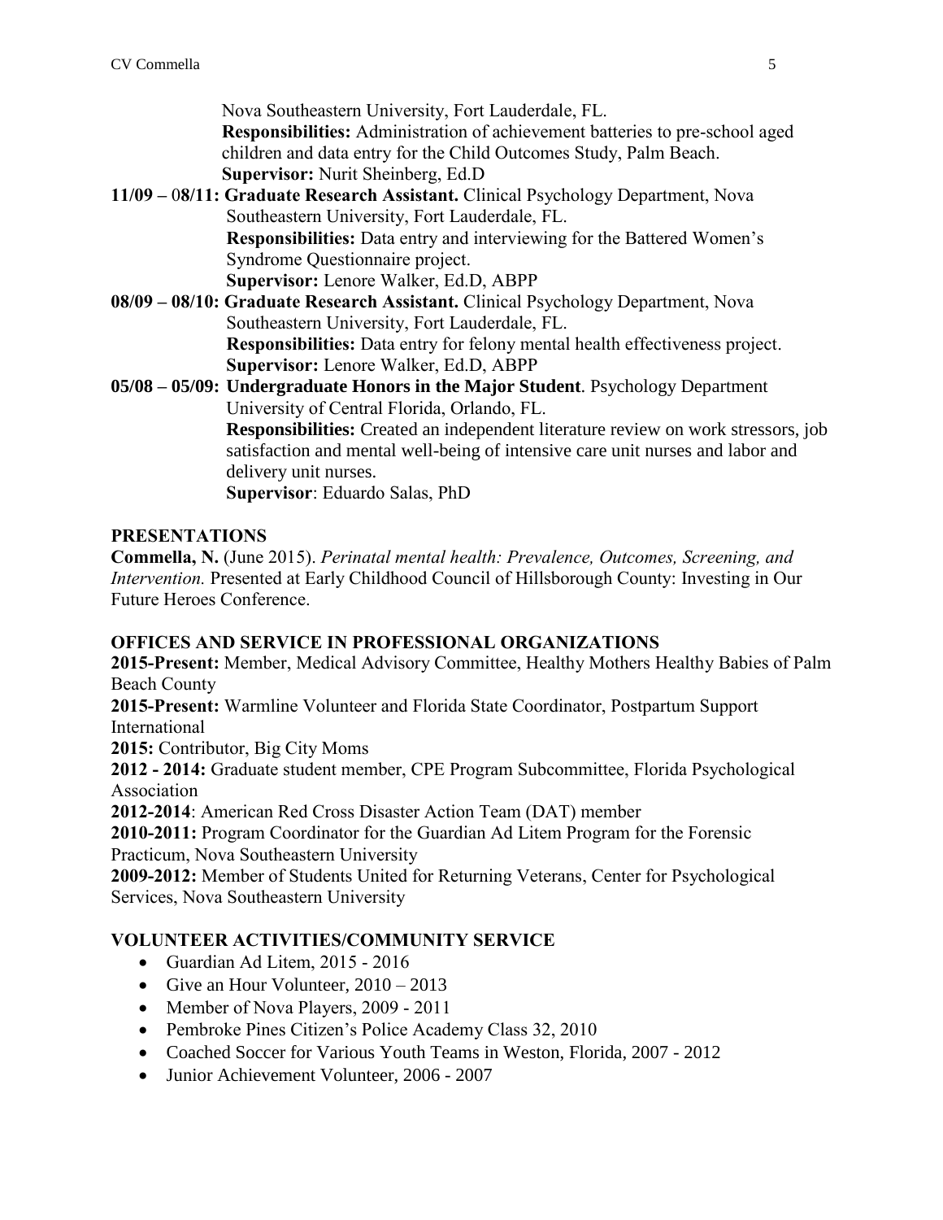Nova Southeastern University, Fort Lauderdale, FL.
**Responsibilities:** Administration of achievement batteries to pre-school aged children and data entry for the Child Outcomes Study, Palm Beach.
**Supervisor:** Nurit Sheinberg, Ed.D

**11/09 – 08/11: Graduate Research Assistant.** Clinical Psychology Department, Nova Southeastern University, Fort Lauderdale, FL.
**Responsibilities:** Data entry and interviewing for the Battered Women's Syndrome Questionnaire project.
**Supervisor:** Lenore Walker, Ed.D, ABPP

**08/09 – 08/10: Graduate Research Assistant.** Clinical Psychology Department, Nova Southeastern University, Fort Lauderdale, FL.
**Responsibilities:** Data entry for felony mental health effectiveness project.
**Supervisor:** Lenore Walker, Ed.D, ABPP

**05/08 – 05/09: Undergraduate Honors in the Major Student**. Psychology Department University of Central Florida, Orlando, FL.
**Responsibilities:** Created an independent literature review on work stressors, job satisfaction and mental well-being of intensive care unit nurses and labor and delivery unit nurses.
**Supervisor**: Eduardo Salas, PhD

## PRESENTATIONS

**Commella, N.** (June 2015). *Perinatal mental health: Prevalence, Outcomes, Screening, and Intervention.* Presented at Early Childhood Council of Hillsborough County: Investing in Our Future Heroes Conference.

## OFFICES AND SERVICE IN PROFESSIONAL ORGANIZATIONS

**2015-Present:** Member, Medical Advisory Committee, Healthy Mothers Healthy Babies of Palm Beach County

**2015-Present:** Warmline Volunteer and Florida State Coordinator, Postpartum Support International

**2015:** Contributor, Big City Moms

**2012 - 2014:** Graduate student member, CPE Program Subcommittee, Florida Psychological Association

**2012-2014**: American Red Cross Disaster Action Team (DAT) member

**2010-2011:** Program Coordinator for the Guardian Ad Litem Program for the Forensic Practicum, Nova Southeastern University

**2009-2012:** Member of Students United for Returning Veterans, Center for Psychological Services, Nova Southeastern University

## VOLUNTEER ACTIVITIES/COMMUNITY SERVICE

- Guardian Ad Litem, 2015 - 2016
- Give an Hour Volunteer, 2010 – 2013
- Member of Nova Players, 2009 - 2011
- Pembroke Pines Citizen's Police Academy Class 32, 2010
- Coached Soccer for Various Youth Teams in Weston, Florida, 2007 - 2012
- Junior Achievement Volunteer, 2006 - 2007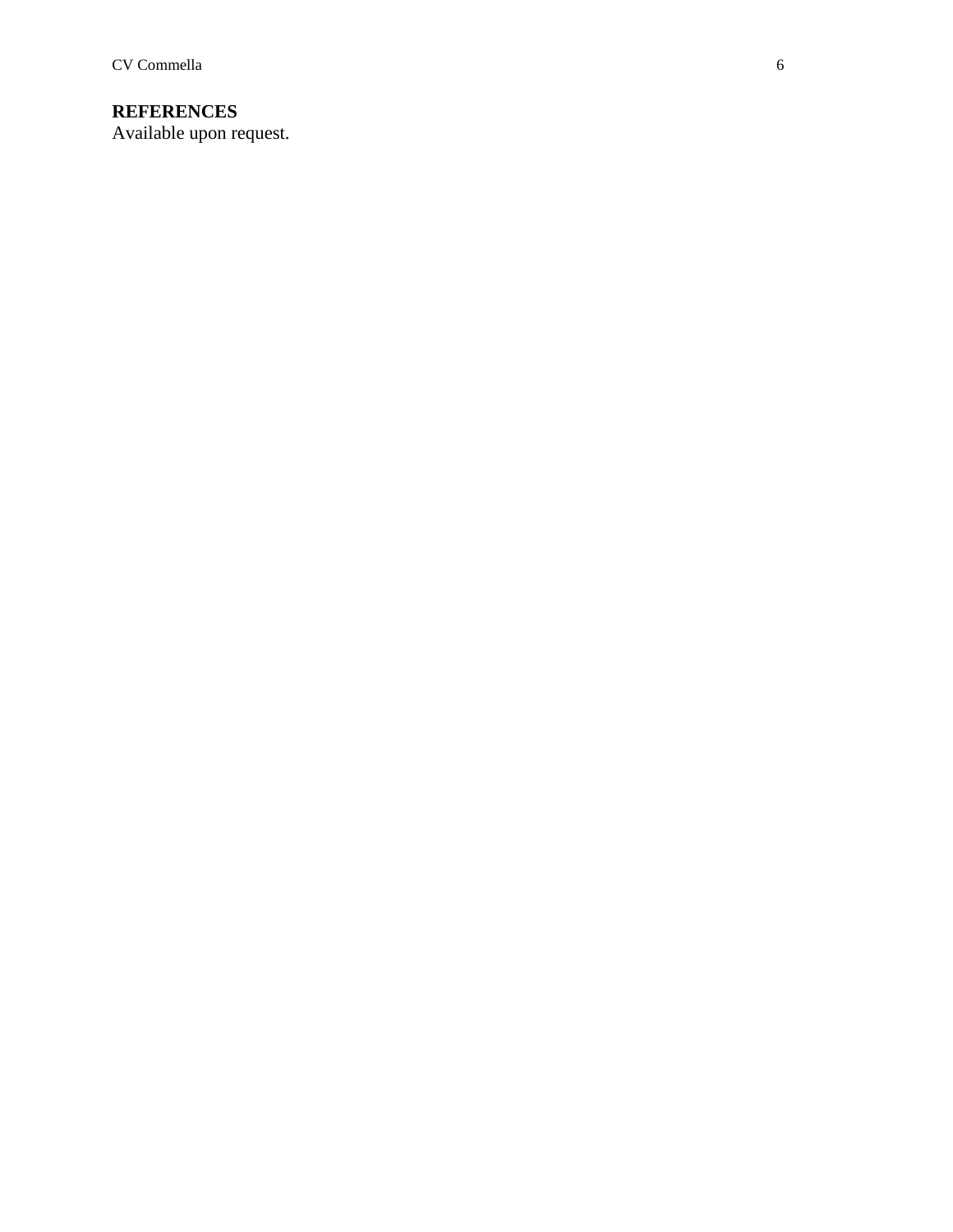**REFERENCES**
Available upon request.